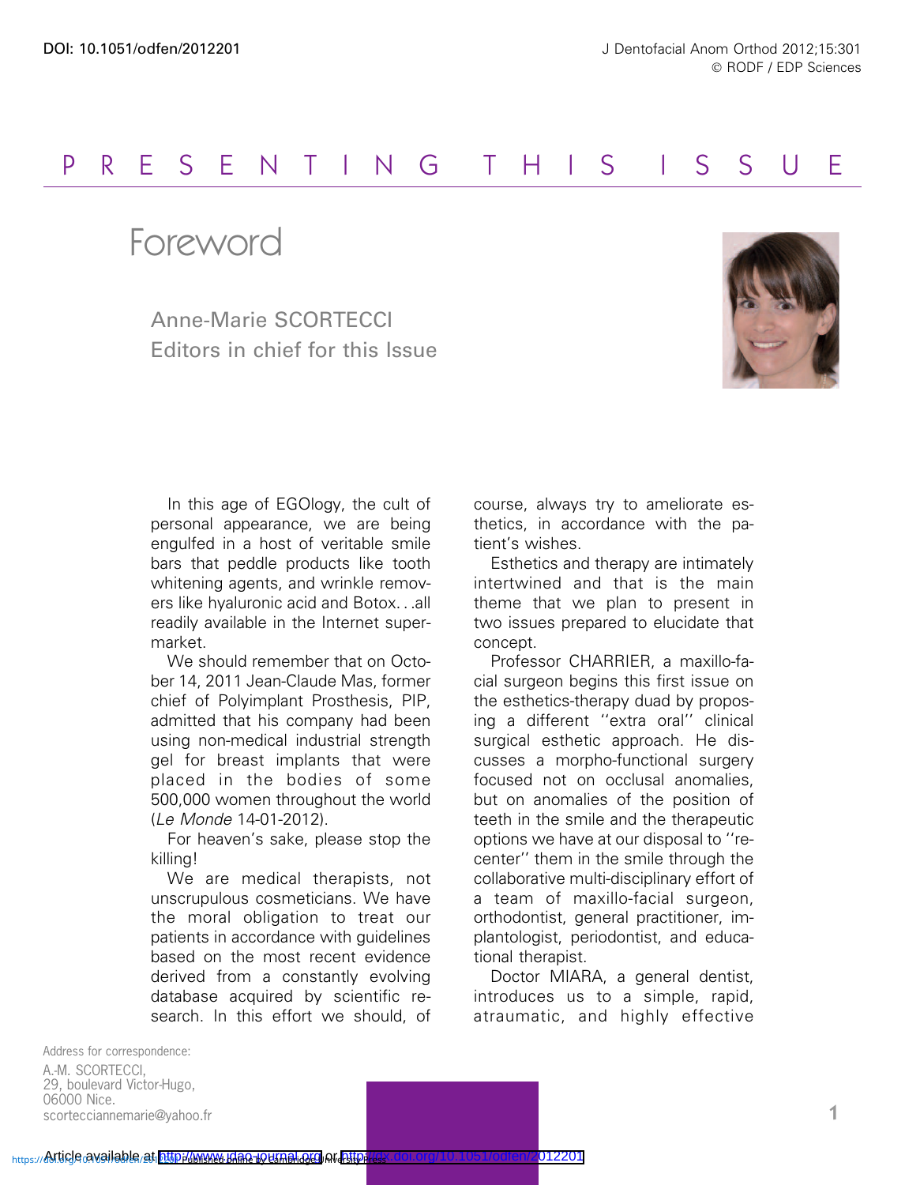PRESENTING THIS ISSUE

# Foreword

Anne-Marie SCORTECCI
Editors in chief for this Issue

In this age of EGOlogy, the cult of personal appearance, we are being engulfed in a host of veritable smile bars that peddle products like tooth whitening agents, and wrinkle removers like hyaluronic acid and Botox…all readily available in the Internet supermarket.

We should remember that on October 14, 2011 Jean-Claude Mas, former chief of Polyimplant Prosthesis, PIP, admitted that his company had been using non-medical industrial strength gel for breast implants that were placed in the bodies of some 500,000 women throughout the world (*Le Monde* 14-01-2012).

For heaven's sake, please stop the killing!

We are medical therapists, not unscrupulous cosmeticians. We have the moral obligation to treat our patients in accordance with guidelines based on the most recent evidence derived from a constantly evolving database acquired by scientific research. In this effort we should, of course, always try to ameliorate esthetics, in accordance with the patient's wishes.

Esthetics and therapy are intimately intertwined and that is the main theme that we plan to present in two issues prepared to elucidate that concept.

Professor CHARRIER, a maxillo-facial surgeon begins this first issue on the esthetics-therapy duad by proposing a different ''extra oral'' clinical surgical esthetic approach. He discusses a morpho-functional surgery focused not on occlusal anomalies, but on anomalies of the position of teeth in the smile and the therapeutic options we have at our disposal to ''re-center'' them in the smile through the collaborative multi-disciplinary effort of a team of maxillo-facial surgeon, orthodontist, general practitioner, implantologist, periodontist, and educational therapist.

Doctor MIARA, a general dentist, introduces us to a simple, rapid, atraumatic, and highly effective

Address for correspondence:
A.-M. SCORTECCI,
29, boulevard Victor-Hugo,
06000 Nice.
scorteccіannemarie@yahoo.fr

Article available at http://www.jdao-journal.org or http://dx.doi.org/10.1051/odfen/2012201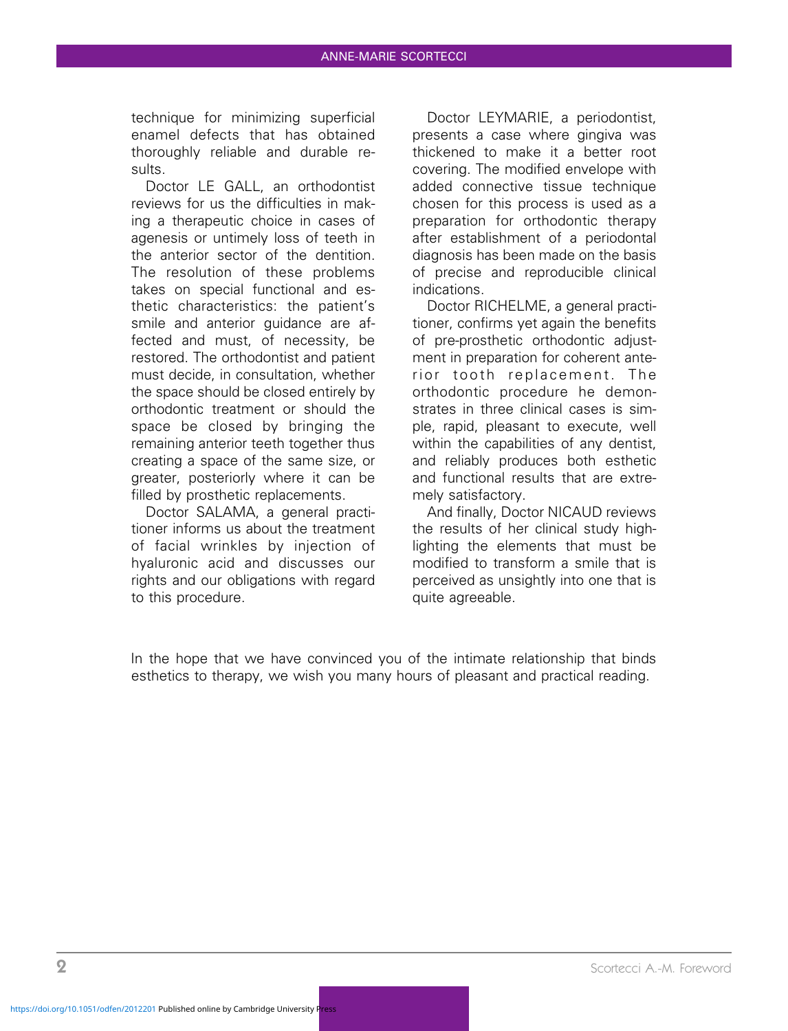technique for minimizing superficial enamel defects that has obtained thoroughly reliable and durable results.

Doctor LE GALL, an orthodontist reviews for us the difficulties in making a therapeutic choice in cases of agenesis or untimely loss of teeth in the anterior sector of the dentition. The resolution of these problems takes on special functional and esthetic characteristics: the patient's smile and anterior guidance are affected and must, of necessity, be restored. The orthodontist and patient must decide, in consultation, whether the space should be closed entirely by orthodontic treatment or should the space be closed by bringing the remaining anterior teeth together thus creating a space of the same size, or greater, posteriorly where it can be filled by prosthetic replacements.

Doctor SALAMA, a general practitioner informs us about the treatment of facial wrinkles by injection of hyaluronic acid and discusses our rights and our obligations with regard to this procedure.

Doctor LEYMARIE, a periodontist, presents a case where gingiva was thickened to make it a better root covering. The modified envelope with added connective tissue technique chosen for this process is used as a preparation for orthodontic therapy after establishment of a periodontal diagnosis has been made on the basis of precise and reproducible clinical indications.

Doctor RICHELME, a general practitioner, confirms yet again the benefits of pre-prosthetic orthodontic adjustment in preparation for coherent anterior tooth replacement. The orthodontic procedure he demonstrates in three clinical cases is simple, rapid, pleasant to execute, well within the capabilities of any dentist, and reliably produces both esthetic and functional results that are extremely satisfactory.

And finally, Doctor NICAUD reviews the results of her clinical study highlighting the elements that must be modified to transform a smile that is perceived as unsightly into one that is quite agreeable.

In the hope that we have convinced you of the intimate relationship that binds esthetics to therapy, we wish you many hours of pleasant and practical reading.